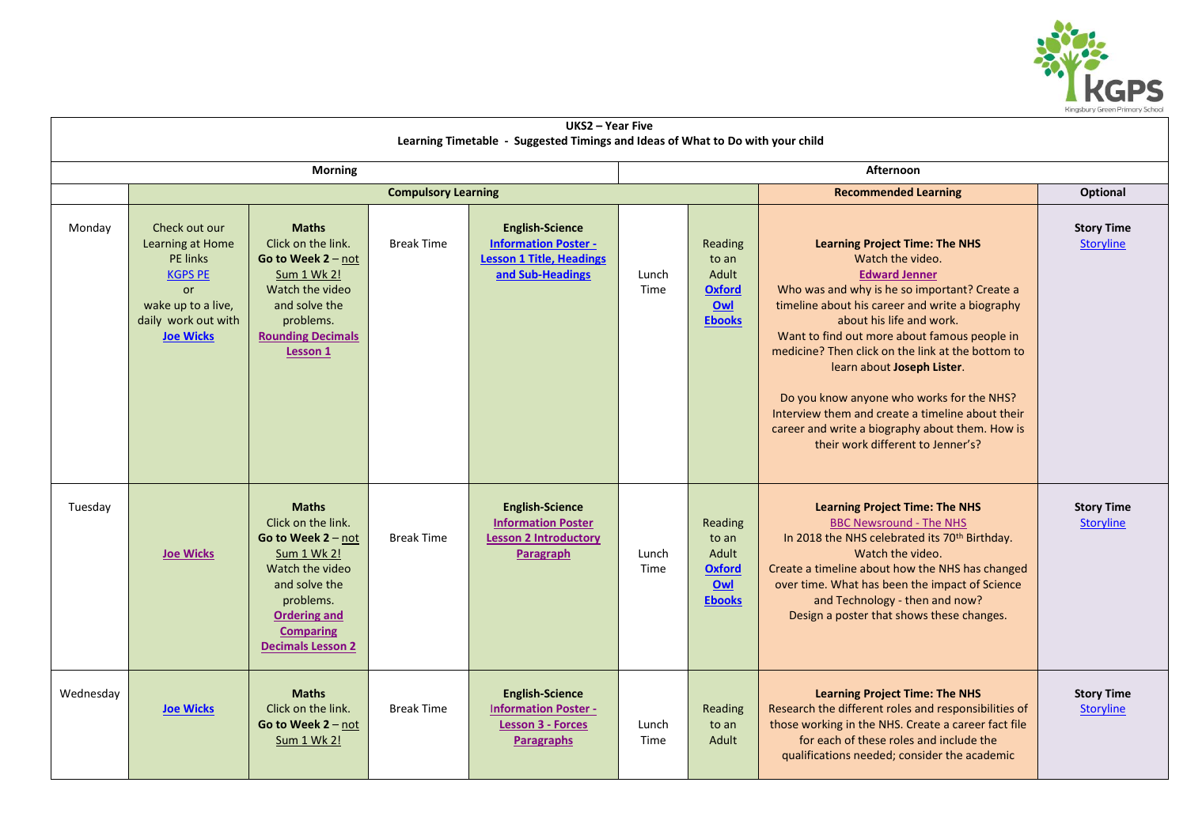KGPS
Kingsbury Green Primary School

| UKS2 – Year Five<br>Learning Timetable - Suggested Timings and Ideas of What to Do with your child | | | | | | | | |
|---|---|---|---|---|---|---|---|---|
| | **Morning** | | | | **Afternoon** | | | |
| | **Compulsory Learning** | | | | | | **Recommended Learning** | **Optional** |
| Monday | Check out our Learning at Home PE links KGPS PE or wake up to a live, daily work out with **Joe Wicks** | **Maths** Click on the link. **Go to Week 2** – not Sum 1 Wk 2! Watch the video and solve the problems. **Rounding Decimals Lesson 1** | Break Time | **English-Science** **Information Poster - Lesson 1 Title, Headings and Sub-Headings** | Lunch Time | Reading to an Adult **Oxford Owl Ebooks** | **Learning Project Time: The NHS** Watch the video. **Edward Jenner** Who was and why is he so important? Create a timeline about his career and write a biography about his life and work. Want to find out more about famous people in medicine? Then click on the link at the bottom to learn about **Joseph Lister**.<br><br>Do you know anyone who works for the NHS? Interview them and create a timeline about their career and write a biography about them. How is their work different to Jenner's? | **Story Time** Storyline |
| Tuesday | **Joe Wicks** | **Maths** Click on the link. **Go to Week 2** – not Sum 1 Wk 2! Watch the video and solve the problems. **Ordering and Comparing Decimals Lesson 2** | Break Time | **English-Science** **Information Poster Lesson 2 Introductory Paragraph** | Lunch Time | Reading to an Adult **Oxford Owl Ebooks** | **Learning Project Time: The NHS** BBC Newsround - The NHS In 2018 the NHS celebrated its 70th Birthday. Watch the video. Create a timeline about how the NHS has changed over time. What has been the impact of Science and Technology - then and now? Design a poster that shows these changes. | **Story Time** Storyline |
| Wednesday | **Joe Wicks** | **Maths** Click on the link. **Go to Week 2** – not Sum 1 Wk 2! | Break Time | **English-Science** **Information Poster - Lesson 3 - Forces Paragraphs** | Lunch Time | Reading to an Adult | **Learning Project Time: The NHS** Research the different roles and responsibilities of those working in the NHS. Create a career fact file for each of these roles and include the qualifications needed; consider the academic | **Story Time** Storyline |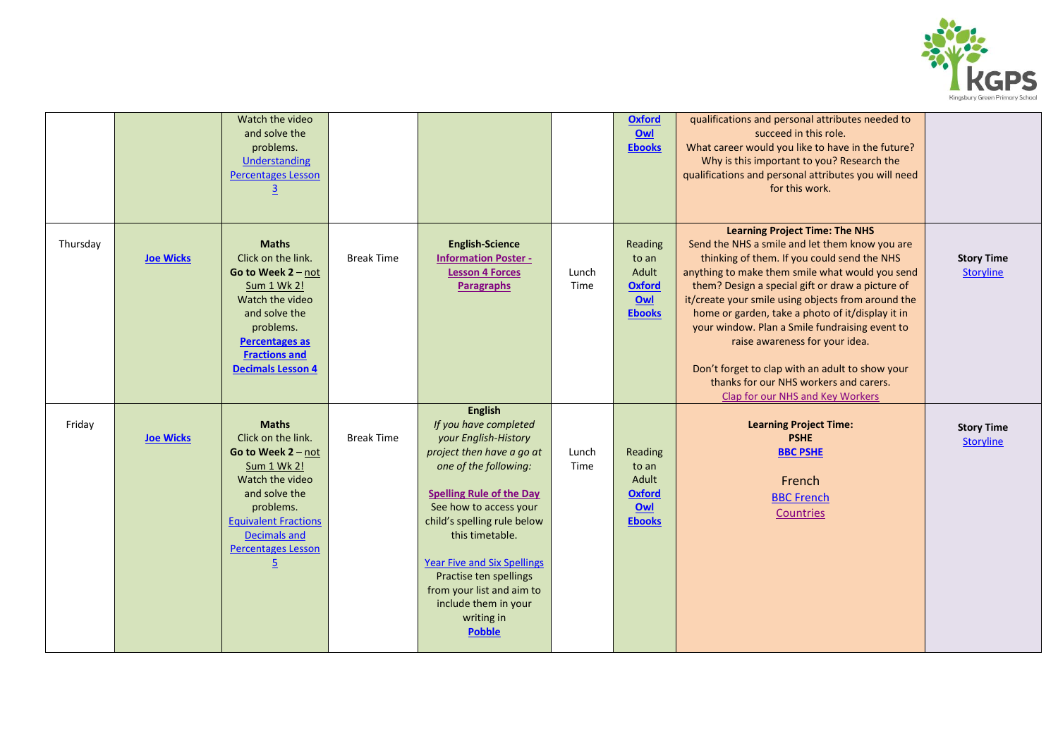| | | | | | | | | |
|---|---|---|---|---|---|---|---|---|
| | | Watch the video and solve the problems. Understanding Percentages Lesson 3 | | | | **Oxford Owl Ebooks** | qualifications and personal attributes needed to succeed in this role. What career would you like to have in the future? Why is this important to you? Research the qualifications and personal attributes you will need for this work. | |
| Thursday | **Joe Wicks** | **Maths** Click on the link. **Go to Week 2** – not Sum 1 Wk 2! Watch the video and solve the problems. **Percentages as Fractions and Decimals Lesson 4** | Break Time | **English-Science** **Information Poster - Lesson 4 Forces Paragraphs** | Lunch Time | Reading to an Adult **Oxford Owl Ebooks** | **Learning Project Time: The NHS** Send the NHS a smile and let them know you are thinking of them. If you could send the NHS anything to make them smile what would you send them? Design a special gift or draw a picture of it/create your smile using objects from around the home or garden, take a photo of it/display it in your window. Plan a Smile fundraising event to raise awareness for your idea. Don't forget to clap with an adult to show your thanks for our NHS workers and carers. Clap for our NHS and Key Workers | **Story Time** Storyline |
| Friday | **Joe Wicks** | **Maths** Click on the link. **Go to Week 2** – not Sum 1 Wk 2! Watch the video and solve the problems. Equivalent Fractions Decimals and Percentages Lesson 5 | Break Time | **English** *If you have completed your English-History project then have a go at one of the following:* **Spelling Rule of the Day** See how to access your child's spelling rule below this timetable. Year Five and Six Spellings Practise ten spellings from your list and aim to include them in your writing in **Pobble** | Lunch Time | Reading to an Adult **Oxford Owl Ebooks** | **Learning Project Time:** **PSHE** **BBC PSHE** French BBC French Countries | **Story Time** Storyline |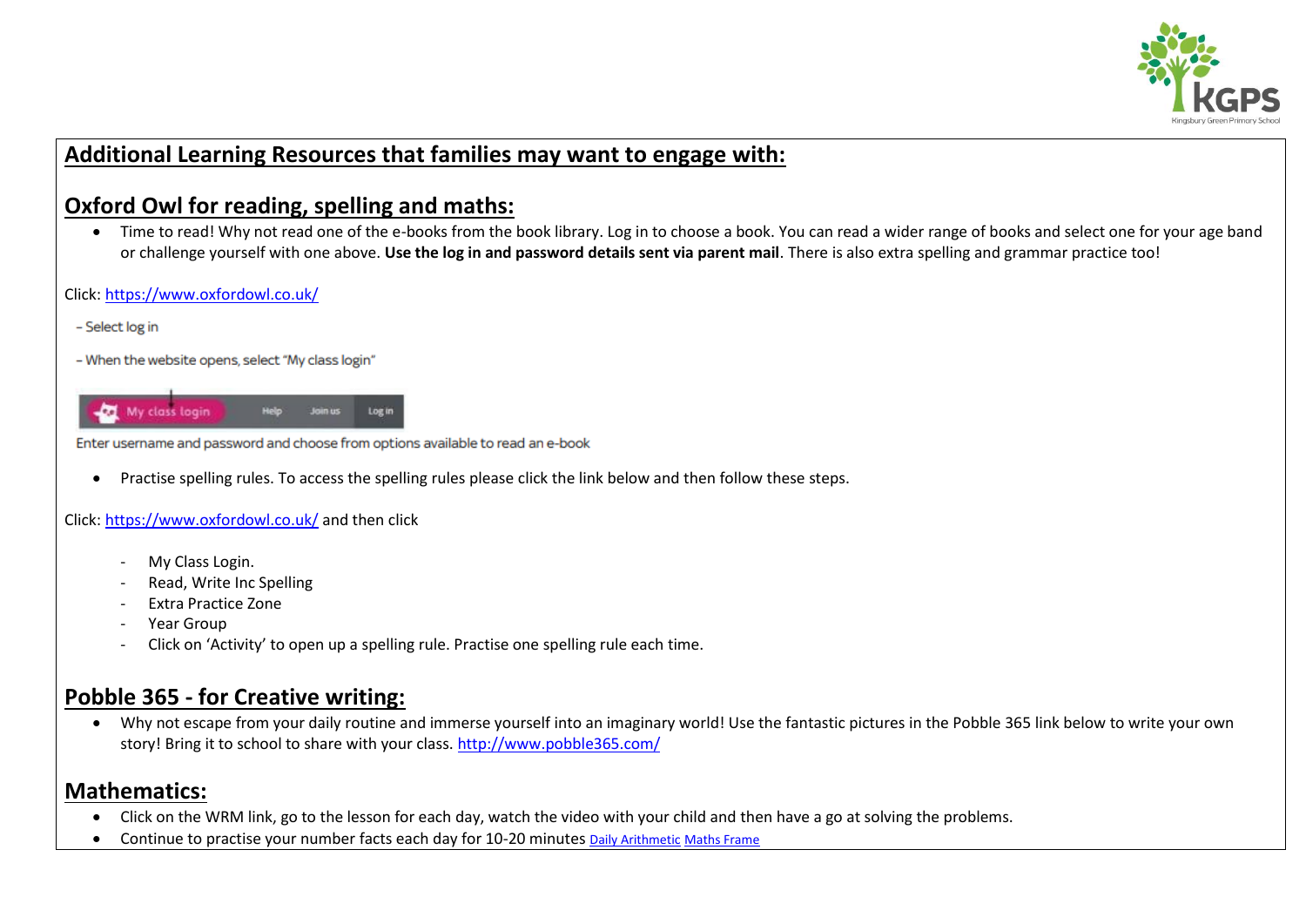## Additional Learning Resources that families may want to engage with:

## Oxford Owl for reading, spelling and maths:

- Time to read! Why not read one of the e-books from the book library. Log in to choose a book. You can read a wider range of books and select one for your age band or challenge yourself with one above. **Use the log in and password details sent via parent mail**. There is also extra spelling and grammar practice too!

Click: https://www.oxfordowl.co.uk/

- Select log in

- When the website opens, select "My class login"

My class login Help Join us Log in

Enter username and password and choose from options available to read an e-book

- Practise spelling rules. To access the spelling rules please click the link below and then follow these steps.

Click: https://www.oxfordowl.co.uk/ and then click

- My Class Login.
- Read, Write Inc Spelling
- Extra Practice Zone
- Year Group
- Click on 'Activity' to open up a spelling rule. Practise one spelling rule each time.

## Pobble 365 - for Creative writing:

- Why not escape from your daily routine and immerse yourself into an imaginary world! Use the fantastic pictures in the Pobble 365 link below to write your own story! Bring it to school to share with your class. http://www.pobble365.com/

## Mathematics:

- Click on the WRM link, go to the lesson for each day, watch the video with your child and then have a go at solving the problems.
- Continue to practise your number facts each day for 10-20 minutes Daily Arithmetic Maths Frame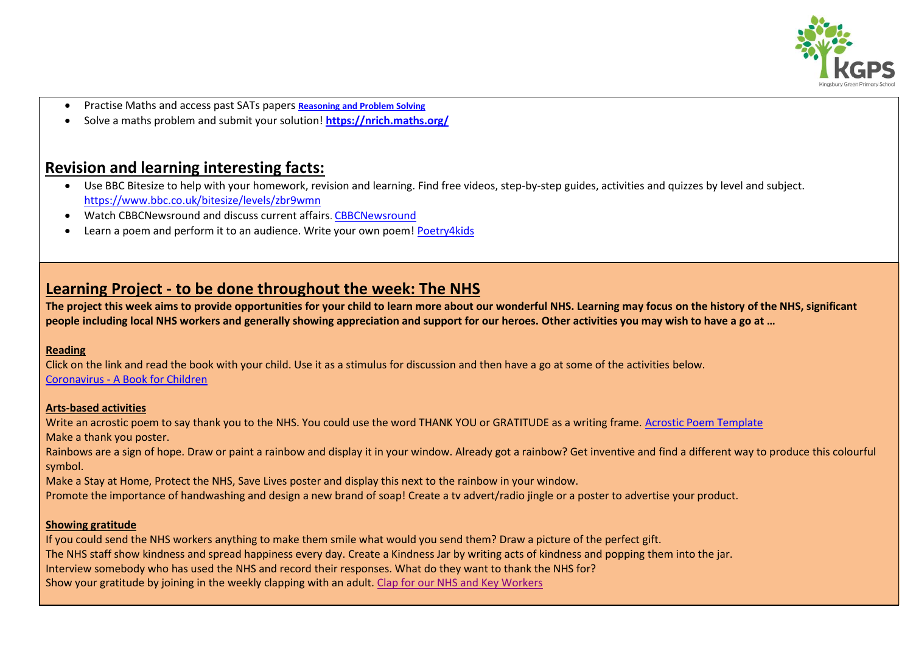- Practise Maths and access past SATs papers **Reasoning and Problem Solving**
- Solve a maths problem and submit your solution! **https://nrich.maths.org/**

## Revision and learning interesting facts:

- Use BBC Bitesize to help with your homework, revision and learning. Find free videos, step-by-step guides, activities and quizzes by level and subject. https://www.bbc.co.uk/bitesize/levels/zbr9wmn
- Watch CBBCNewsround and discuss current affairs. CBBCNewsround
- Learn a poem and perform it to an audience. Write your own poem! Poetry4kids

## Learning Project - to be done throughout the week: The NHS

**The project this week aims to provide opportunities for your child to learn more about our wonderful NHS. Learning may focus on the history of the NHS, significant people including local NHS workers and generally showing appreciation and support for our heroes. Other activities you may wish to have a go at …**

**Reading**

Click on the link and read the book with your child. Use it as a stimulus for discussion and then have a go at some of the activities below.
Coronavirus - A Book for Children

**Arts-based activities**

Write an acrostic poem to say thank you to the NHS. You could use the word THANK YOU or GRATITUDE as a writing frame. Acrostic Poem Template
Make a thank you poster.
Rainbows are a sign of hope. Draw or paint a rainbow and display it in your window. Already got a rainbow? Get inventive and find a different way to produce this colourful symbol.
Make a Stay at Home, Protect the NHS, Save Lives poster and display this next to the rainbow in your window.
Promote the importance of handwashing and design a new brand of soap! Create a tv advert/radio jingle or a poster to advertise your product.

**Showing gratitude**

If you could send the NHS workers anything to make them smile what would you send them? Draw a picture of the perfect gift.
The NHS staff show kindness and spread happiness every day. Create a Kindness Jar by writing acts of kindness and popping them into the jar.
Interview somebody who has used the NHS and record their responses. What do they want to thank the NHS for?
Show your gratitude by joining in the weekly clapping with an adult. Clap for our NHS and Key Workers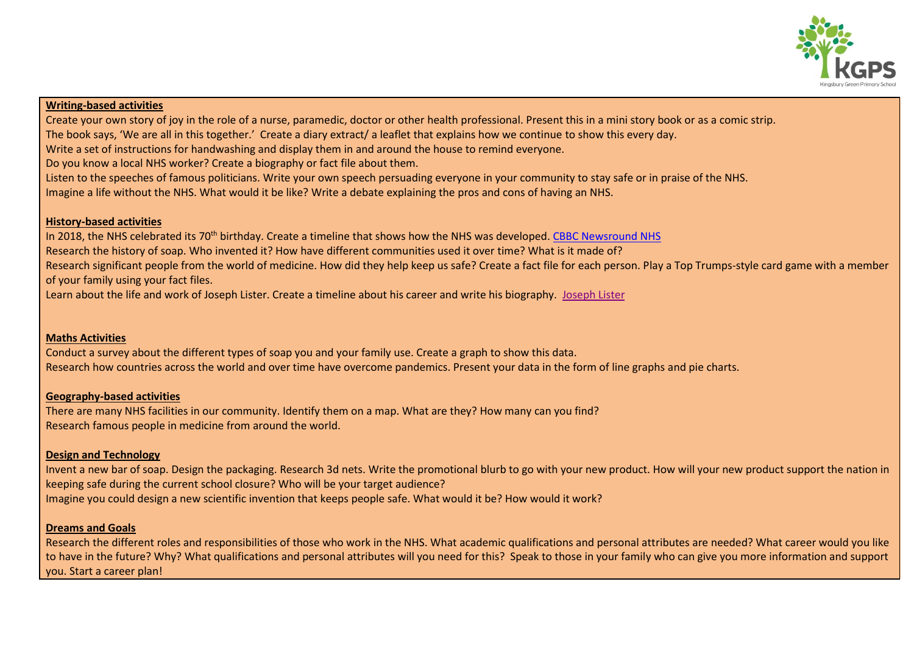**Writing-based activities**

Create your own story of joy in the role of a nurse, paramedic, doctor or other health professional. Present this in a mini story book or as a comic strip.
The book says, 'We are all in this together.' Create a diary extract/ a leaflet that explains how we continue to show this every day.
Write a set of instructions for handwashing and display them in and around the house to remind everyone.
Do you know a local NHS worker? Create a biography or fact file about them.
Listen to the speeches of famous politicians. Write your own speech persuading everyone in your community to stay safe or in praise of the NHS.
Imagine a life without the NHS. What would it be like? Write a debate explaining the pros and cons of having an NHS.

**History-based activities**

In 2018, the NHS celebrated its 70th birthday. Create a timeline that shows how the NHS was developed. CBBC Newsround NHS
Research the history of soap. Who invented it? How have different communities used it over time? What is it made of?
Research significant people from the world of medicine. How did they help keep us safe? Create a fact file for each person. Play a Top Trumps-style card game with a member of your family using your fact files.
Learn about the life and work of Joseph Lister. Create a timeline about his career and write his biography. Joseph Lister

**Maths Activities**

Conduct a survey about the different types of soap you and your family use. Create a graph to show this data.
Research how countries across the world and over time have overcome pandemics. Present your data in the form of line graphs and pie charts.

**Geography-based activities**

There are many NHS facilities in our community. Identify them on a map. What are they? How many can you find?
Research famous people in medicine from around the world.

**Design and Technology**

Invent a new bar of soap. Design the packaging. Research 3d nets. Write the promotional blurb to go with your new product. How will your new product support the nation in keeping safe during the current school closure? Who will be your target audience?
Imagine you could design a new scientific invention that keeps people safe. What would it be? How would it work?

**Dreams and Goals**

Research the different roles and responsibilities of those who work in the NHS. What academic qualifications and personal attributes are needed? What career would you like to have in the future? Why? What qualifications and personal attributes will you need for this? Speak to those in your family who can give you more information and support you. Start a career plan!